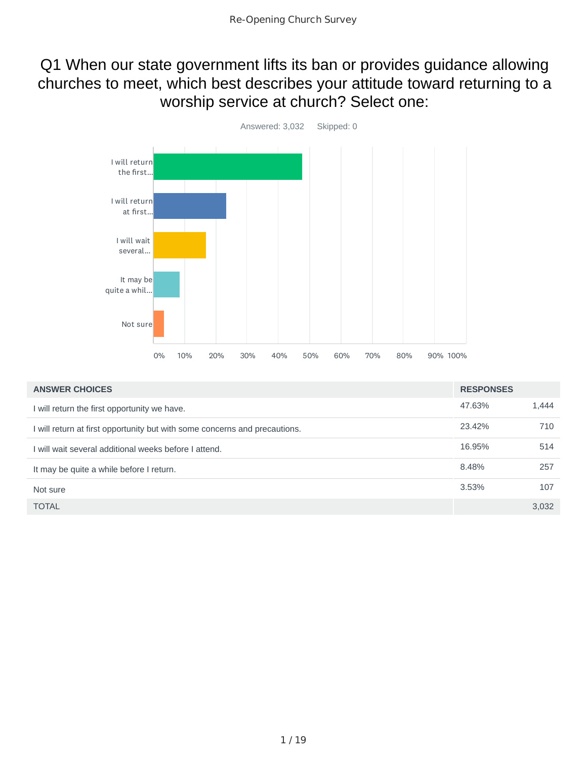# Re-Opening Church Survey

## Q1 When our state government lifts its ban or provides guidance allowing churches to meet, which best describes your attitude toward returning to a worship service at church? Select one:

Answered: 3,032 Skipped: 0

| ANSWER CHOICES | RESPONSES | |
|---|---|---|
| I will return the first opportunity we have. | 47.63% | 1,444 |
| I will return at first opportunity but with some concerns and precautions. | 23.42% | 710 |
| I will wait several additional weeks before I attend. | 16.95% | 514 |
| It may be quite a while before I return. | 8.48% | 257 |
| Not sure | 3.53% | 107 |
| TOTAL | | 3,032 |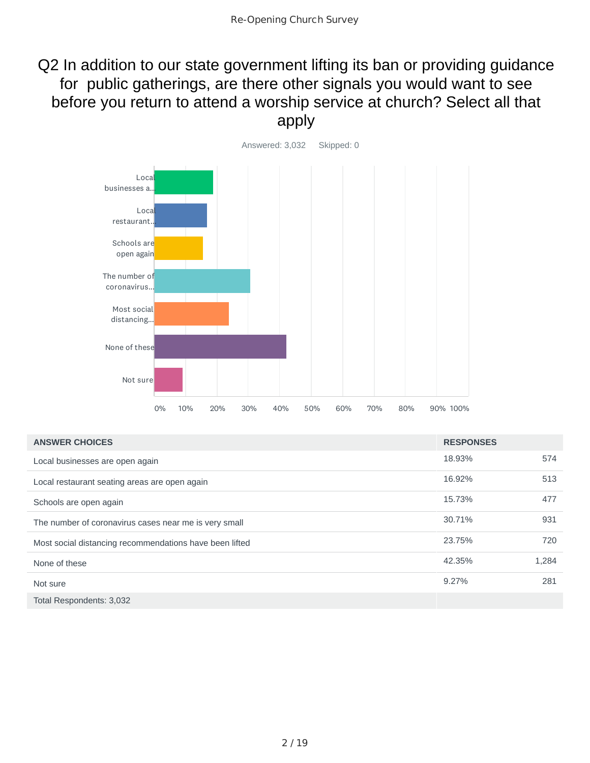# Q2 In addition to our state government lifting its ban or providing guidance for public gatherings, are there other signals you would want to see before you return to attend a worship service at church? Select all that apply

Answered: 3,032 Skipped: 0

| ANSWER CHOICES | RESPONSES | |
|---|---|---|
| Local businesses are open again | 18.93% | 574 |
| Local restaurant seating areas are open again | 16.92% | 513 |
| Schools are open again | 15.73% | 477 |
| The number of coronavirus cases near me is very small | 30.71% | 931 |
| Most social distancing recommendations have been lifted | 23.75% | 720 |
| None of these | 42.35% | 1,284 |
| Not sure | 9.27% | 281 |
| Total Respondents: 3,032 | | |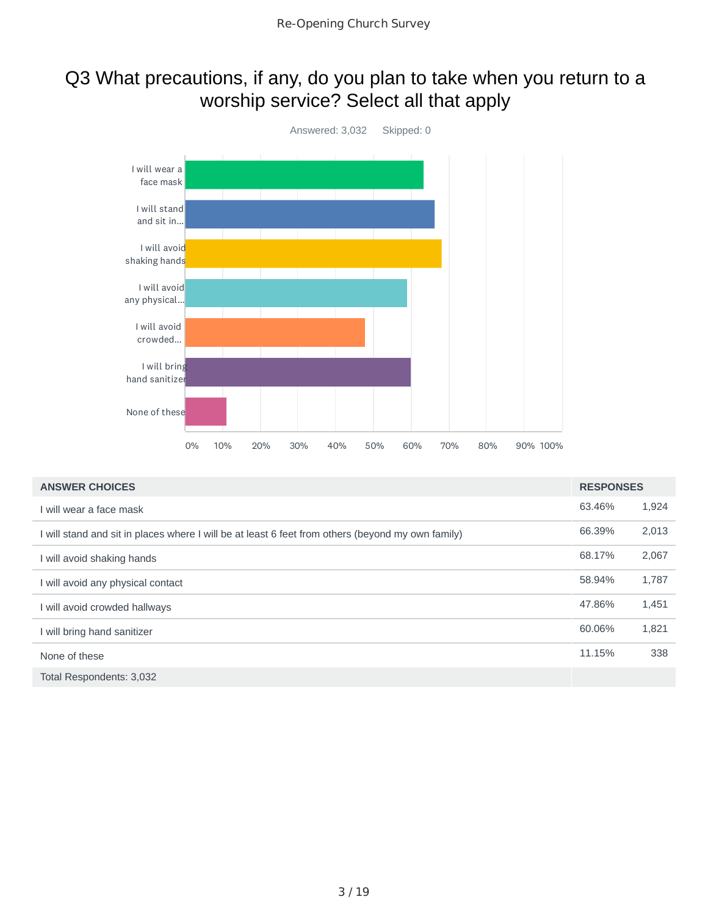# Q3 What precautions, if any, do you plan to take when you return to a worship service? Select all that apply

Answered: 3,032    Skipped: 0

| ANSWER CHOICES | RESPONSES | |
|---|---|---|
| I will wear a face mask | 63.46% | 1,924 |
| I will stand and sit in places where I will be at least 6 feet from others (beyond my own family) | 66.39% | 2,013 |
| I will avoid shaking hands | 68.17% | 2,067 |
| I will avoid any physical contact | 58.94% | 1,787 |
| I will avoid crowded hallways | 47.86% | 1,451 |
| I will bring hand sanitizer | 60.06% | 1,821 |
| None of these | 11.15% | 338 |
| Total Respondents: 3,032 | | |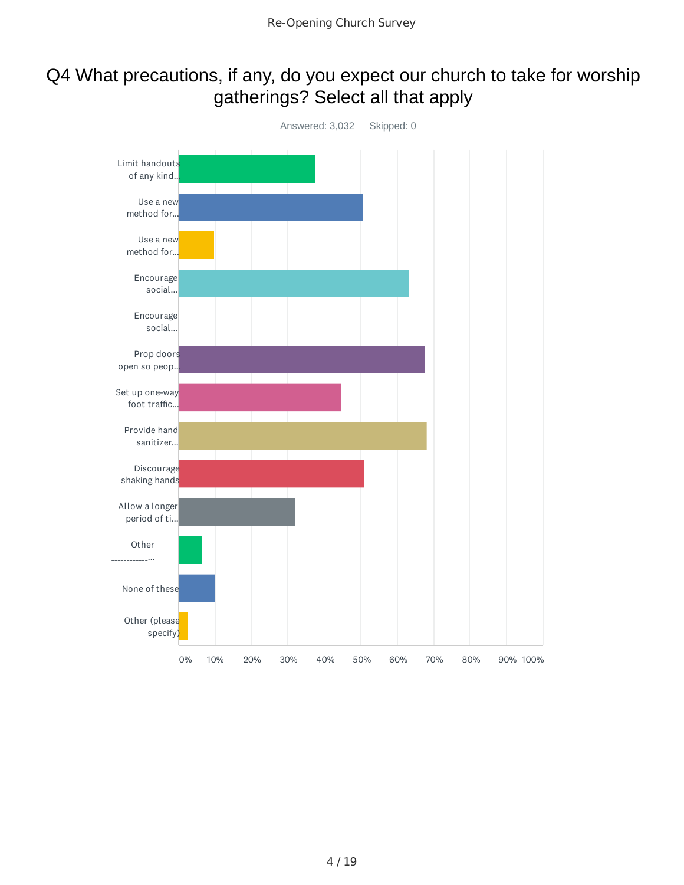Re-Opening Church Survey

# Q4 What precautions, if any, do you expect our church to take for worship gatherings? Select all that apply

Answered: 3,032 Skipped: 0

| Answer choice |
| --- |
| Limit handouts of any kind... |
| Use a new method for... |
| Use a new method for... |
| Encourage social... |
| Encourage social... |
| Prop doors open so peop... |
| Set up one-way foot traffic... |
| Provide hand sanitizer... |
| Discourage shaking hands |
| Allow a longer period of ti... |
| Other ------------... |
| None of these |
| Other (please specify) |

0% 10% 20% 30% 40% 50% 60% 70% 80% 90% 100%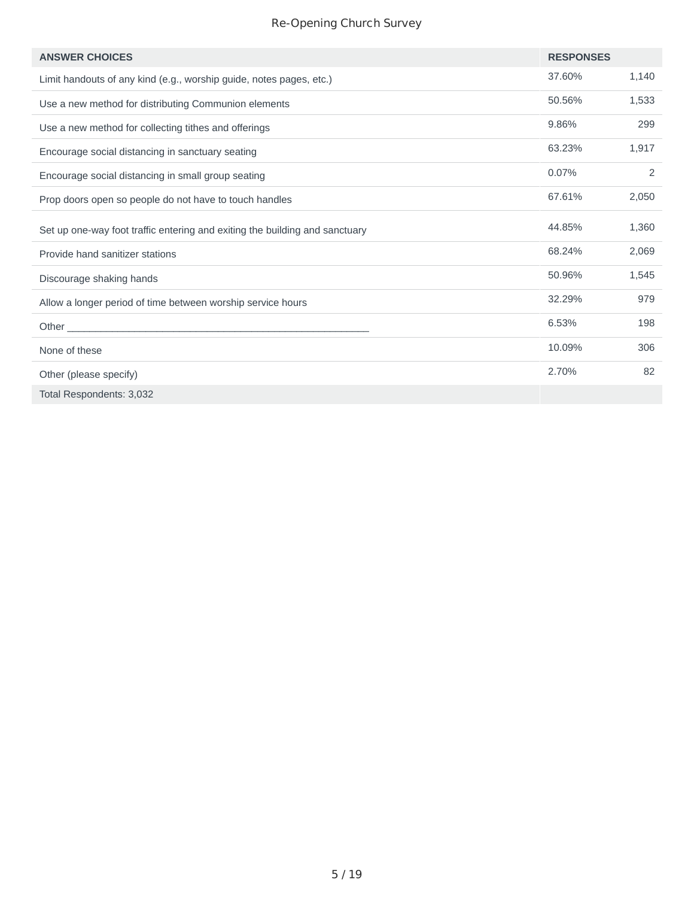| ANSWER CHOICES | RESPONSES | |
|---|---|---|
| Limit handouts of any kind (e.g., worship guide, notes pages, etc.) | 37.60% | 1,140 |
| Use a new method for distributing Communion elements | 50.56% | 1,533 |
| Use a new method for collecting tithes and offerings | 9.86% | 299 |
| Encourage social distancing in sanctuary seating | 63.23% | 1,917 |
| Encourage social distancing in small group seating | 0.07% | 2 |
| Prop doors open so people do not have to touch handles | 67.61% | 2,050 |
| Set up one-way foot traffic entering and exiting the building and sanctuary | 44.85% | 1,360 |
| Provide hand sanitizer stations | 68.24% | 2,069 |
| Discourage shaking hands | 50.96% | 1,545 |
| Allow a longer period of time between worship service hours | 32.29% | 979 |
| Other ______________________________________________________ | 6.53% | 198 |
| None of these | 10.09% | 306 |
| Other (please specify) | 2.70% | 82 |
| Total Respondents: 3,032 | | |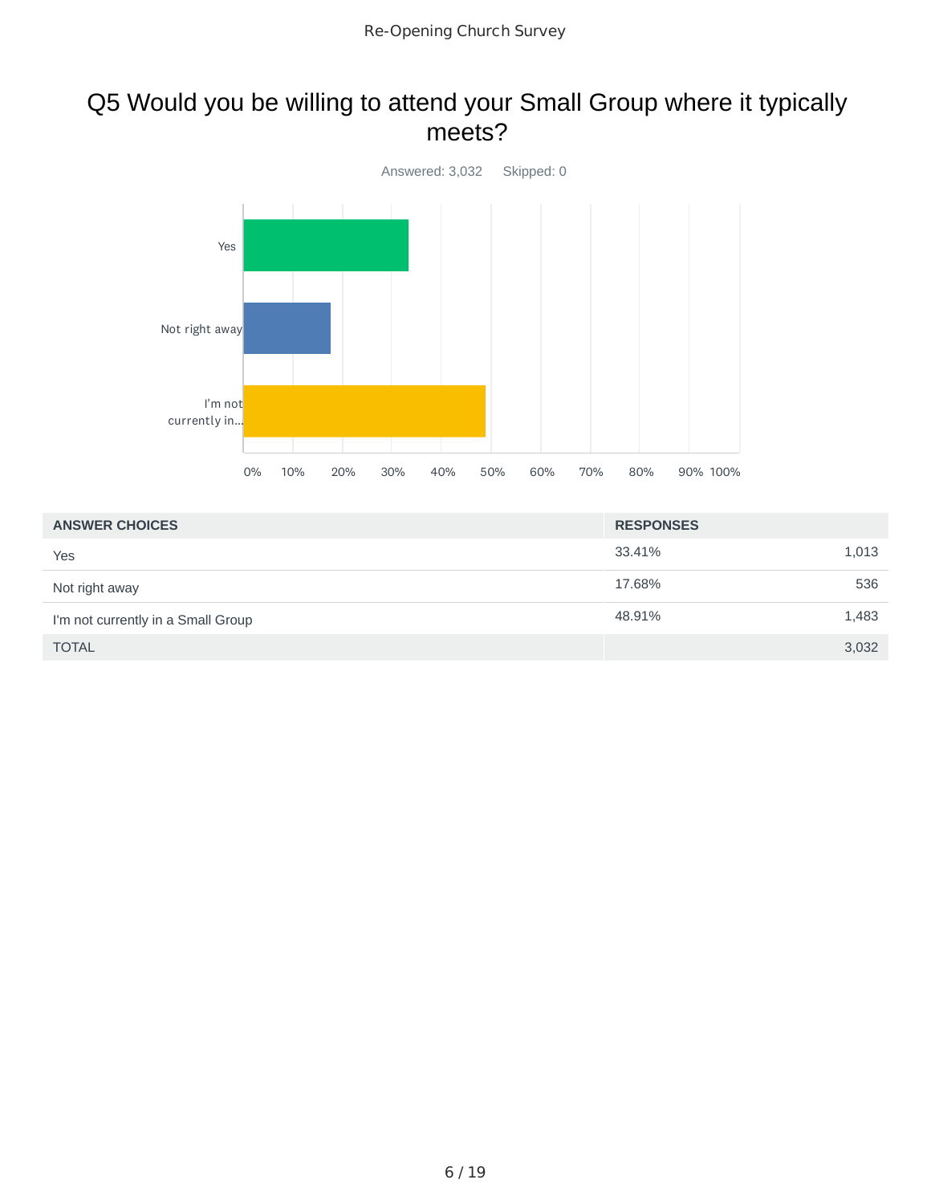## Q5 Would you be willing to attend your Small Group where it typically meets?

Answered: 3,032 Skipped: 0

| ANSWER CHOICES | RESPONSES | |
|---|---|---|
| Yes | 33.41% | 1,013 |
| Not right away | 17.68% | 536 |
| I'm not currently in a Small Group | 48.91% | 1,483 |
| TOTAL | | 3,032 |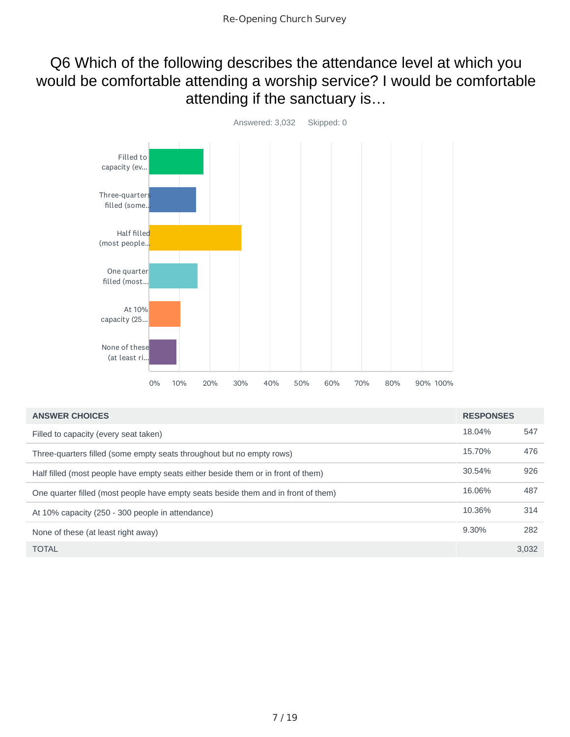## Q6 Which of the following describes the attendance level at which you would be comfortable attending a worship service? I would be comfortable attending if the sanctuary is…

Answered: 3,032    Skipped: 0

| ANSWER CHOICES | RESPONSES | |
|---|---|---|
| Filled to capacity (every seat taken) | 18.04% | 547 |
| Three-quarters filled (some empty seats throughout but no empty rows) | 15.70% | 476 |
| Half filled (most people have empty seats either beside them or in front of them) | 30.54% | 926 |
| One quarter filled (most people have empty seats beside them and in front of them) | 16.06% | 487 |
| At 10% capacity (250 - 300 people in attendance) | 10.36% | 314 |
| None of these (at least right away) | 9.30% | 282 |
| TOTAL | | 3,032 |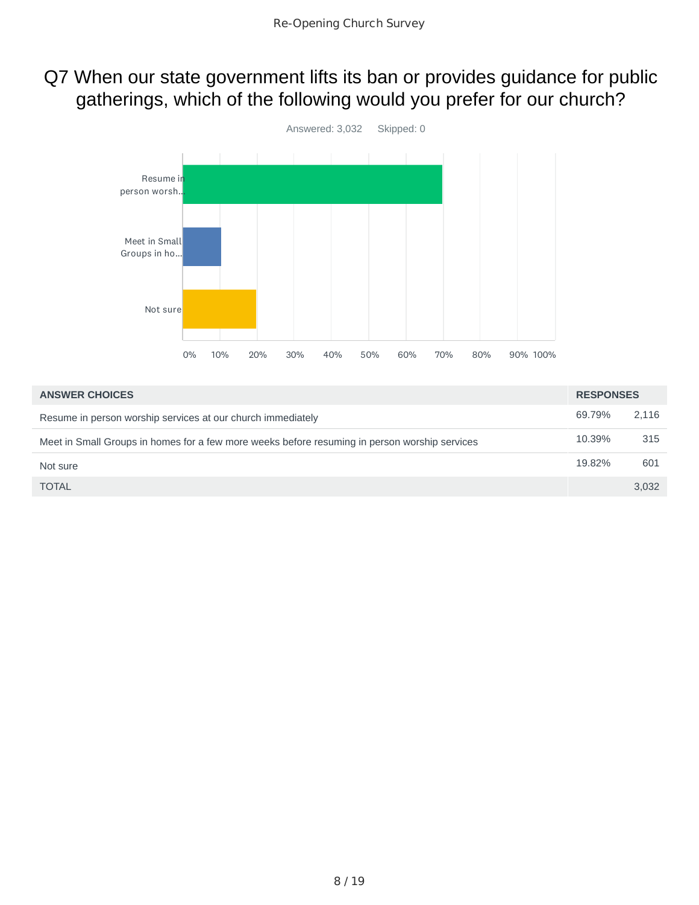## Q7 When our state government lifts its ban or provides guidance for public gatherings, which of the following would you prefer for our church?

Answered: 3,032 Skipped: 0

| ANSWER CHOICES | RESPONSES | |
|---|---|---|
| Resume in person worship services at our church immediately | 69.79% | 2,116 |
| Meet in Small Groups in homes for a few more weeks before resuming in person worship services | 10.39% | 315 |
| Not sure | 19.82% | 601 |
| TOTAL | | 3,032 |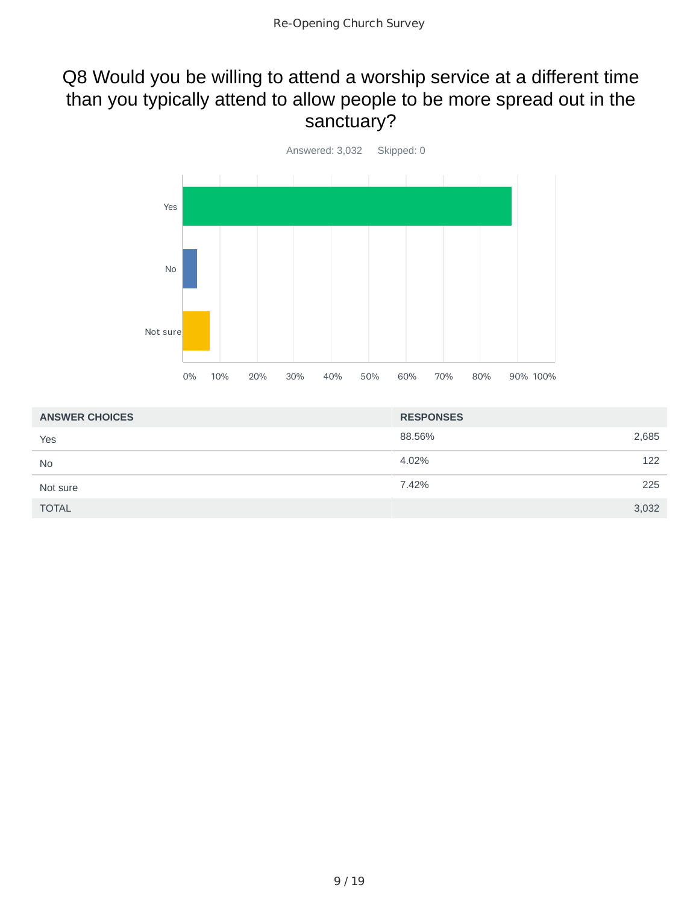## Q8 Would you be willing to attend a worship service at a different time than you typically attend to allow people to be more spread out in the sanctuary?

Answered: 3,032 Skipped: 0

| ANSWER CHOICES | RESPONSES | |
|---|---|---|
| Yes | 88.56% | 2,685 |
| No | 4.02% | 122 |
| Not sure | 7.42% | 225 |
| TOTAL | | 3,032 |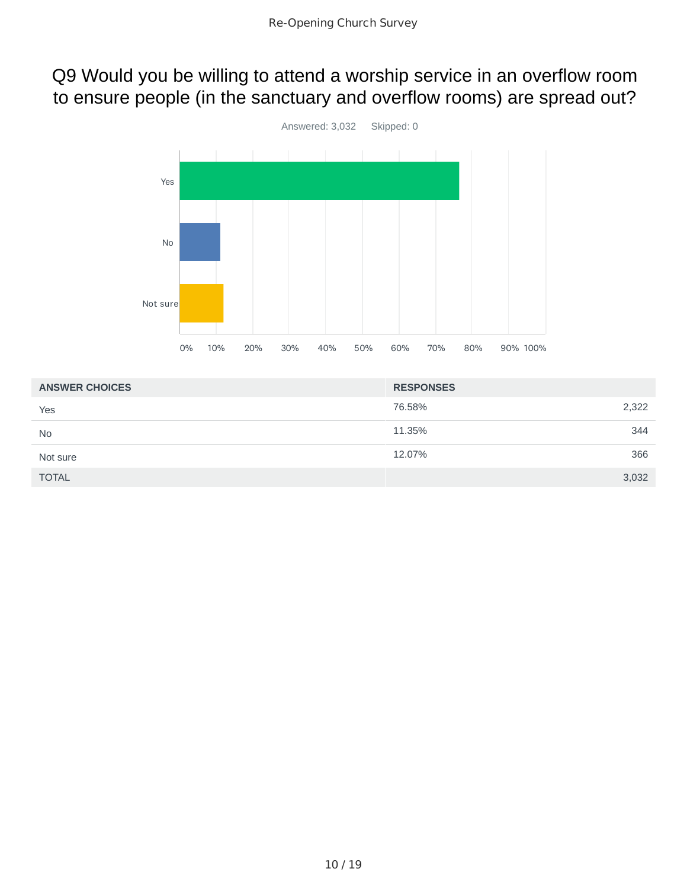## Q9 Would you be willing to attend a worship service in an overflow room to ensure people (in the sanctuary and overflow rooms) are spread out?

Answered: 3,032 Skipped: 0

| ANSWER CHOICES | RESPONSES | |
|---|---|---|
| Yes | 76.58% | 2,322 |
| No | 11.35% | 344 |
| Not sure | 12.07% | 366 |
| TOTAL | | 3,032 |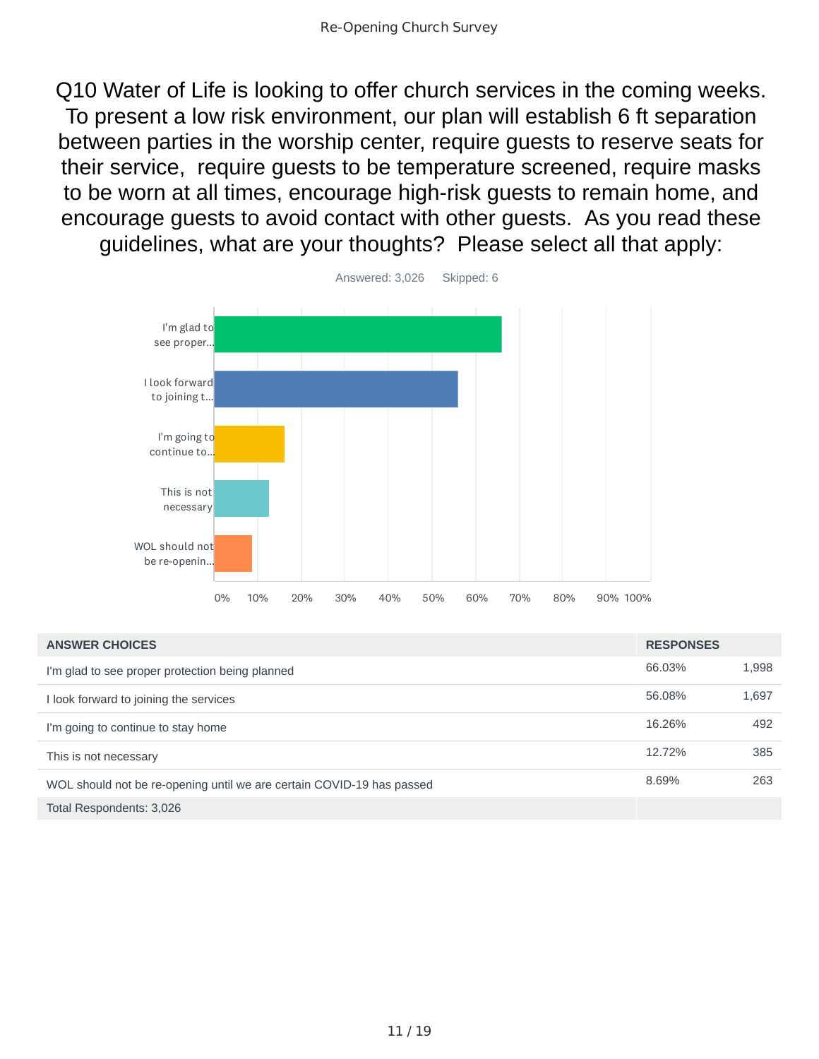## Q10 Water of Life is looking to offer church services in the coming weeks. To present a low risk environment, our plan will establish 6 ft separation between parties in the worship center, require guests to reserve seats for their service, require guests to be temperature screened, require masks to be worn at all times, encourage high-risk guests to remain home, and encourage guests to avoid contact with other guests. As you read these guidelines, what are your thoughts? Please select all that apply:

Answered: 3,026    Skipped: 6

| ANSWER CHOICES | RESPONSES | |
|---|---|---|
| I'm glad to see proper protection being planned | 66.03% | 1,998 |
| I look forward to joining the services | 56.08% | 1,697 |
| I'm going to continue to stay home | 16.26% | 492 |
| This is not necessary | 12.72% | 385 |
| WOL should not be re-opening until we are certain COVID-19 has passed | 8.69% | 263 |
| Total Respondents: 3,026 | | |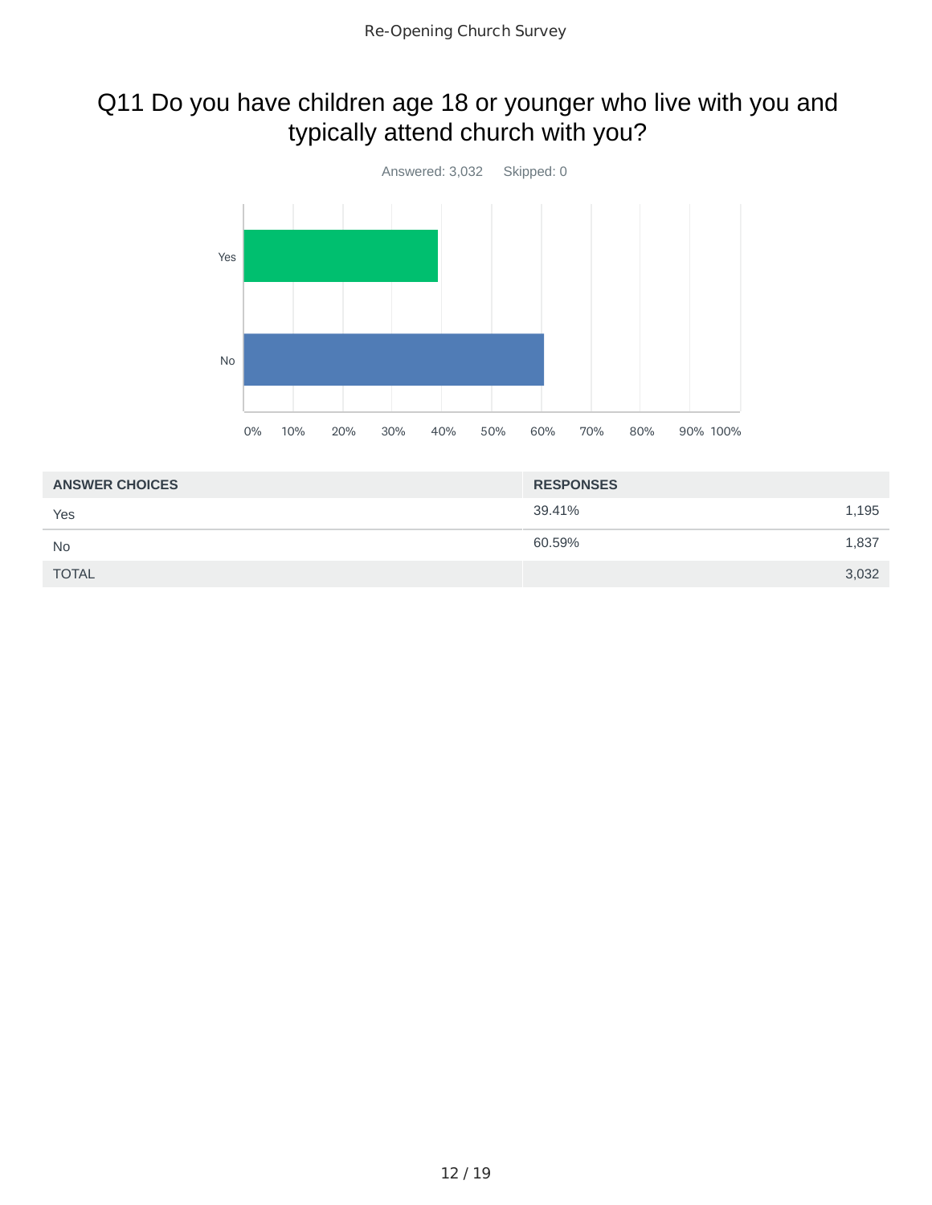## Q11 Do you have children age 18 or younger who live with you and typically attend church with you?

Answered: 3,032 Skipped: 0

| ANSWER CHOICES | RESPONSES | |
|---|---|---|
| Yes | 39.41% | 1,195 |
| No | 60.59% | 1,837 |
| TOTAL | | 3,032 |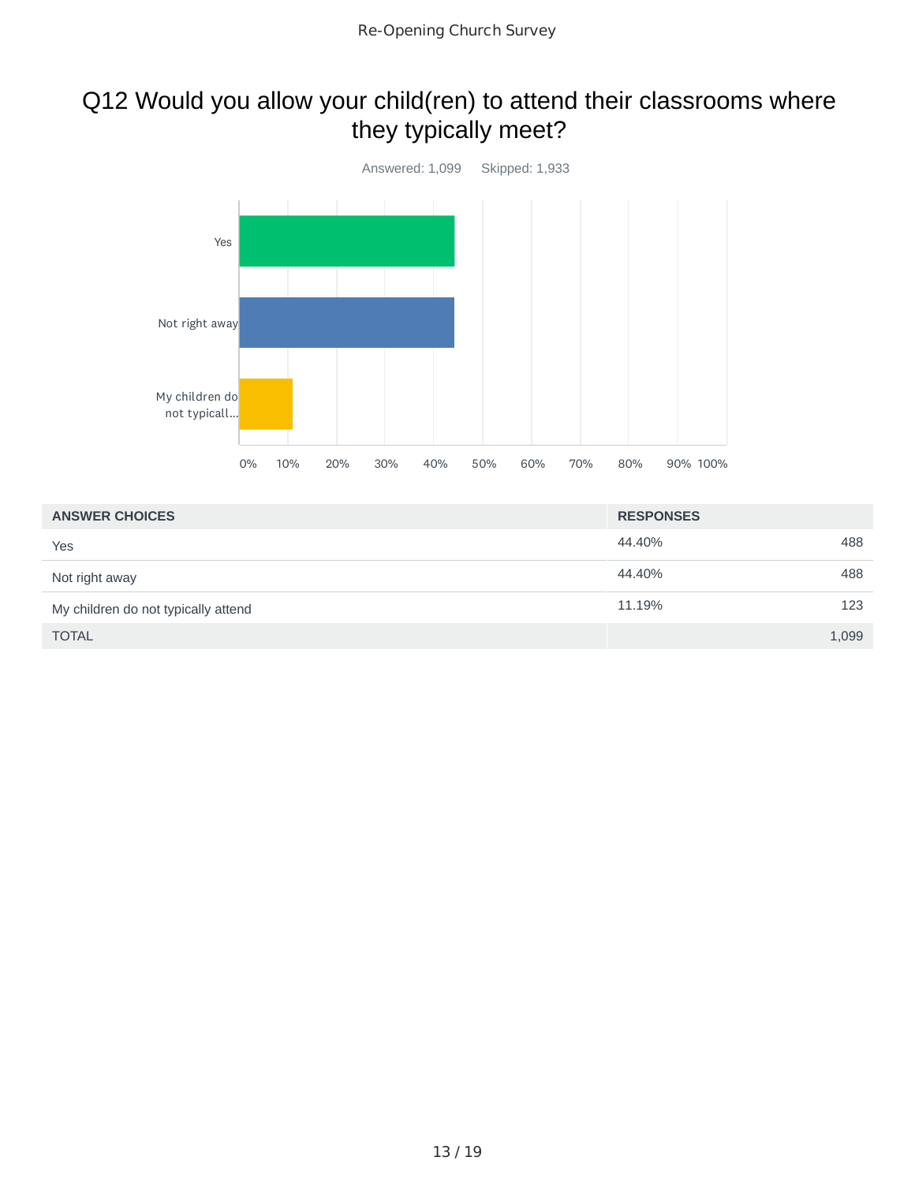# Q12 Would you allow your child(ren) to attend their classrooms where they typically meet?

Answered: 1,099    Skipped: 1,933

| ANSWER CHOICES | RESPONSES | |
|---|---|---|
| Yes | 44.40% | 488 |
| Not right away | 44.40% | 488 |
| My children do not typically attend | 11.19% | 123 |
| TOTAL | | 1,099 |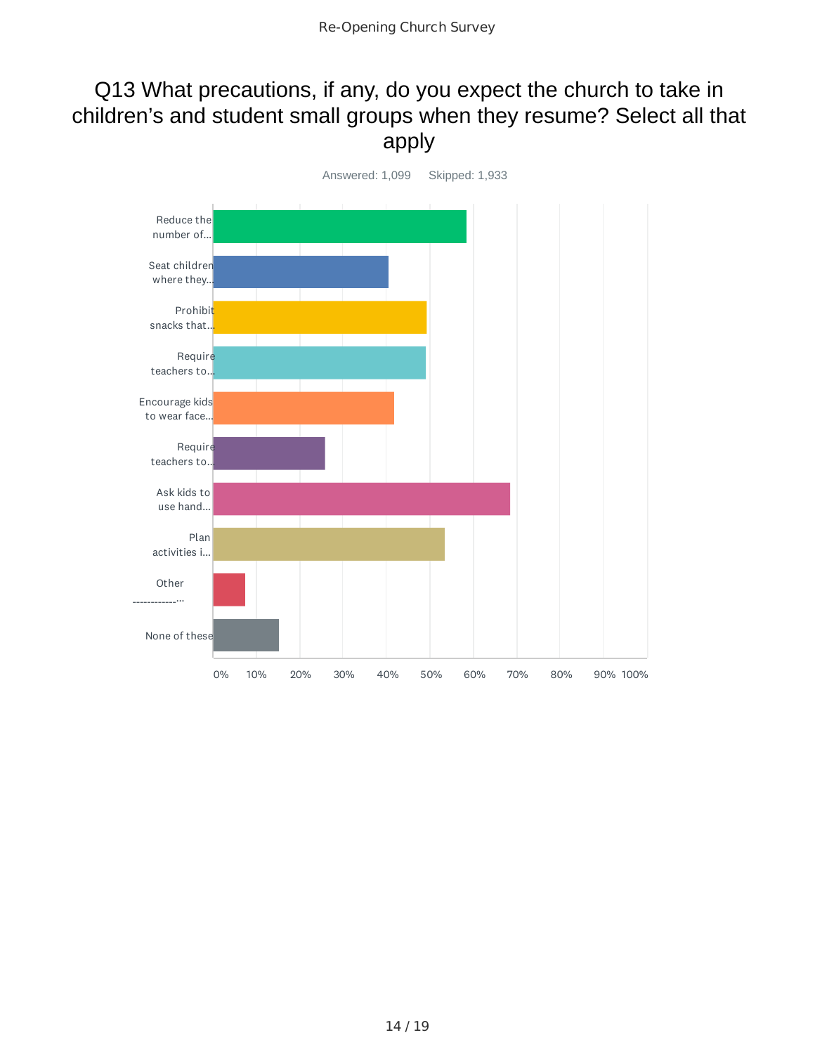# Q13 What precautions, if any, do you expect the church to take in children's and student small groups when they resume? Select all that apply

Answered: 1,099    Skipped: 1,933

Reduce the number of...

Seat children where they...

Prohibit snacks that...

Require teachers to...

Encourage kids to wear face...

Require teachers to...

Ask kids to use hand...

Plan activities i...

Other ------------...

None of these

0% 10% 20% 30% 40% 50% 60% 70% 80% 90% 100%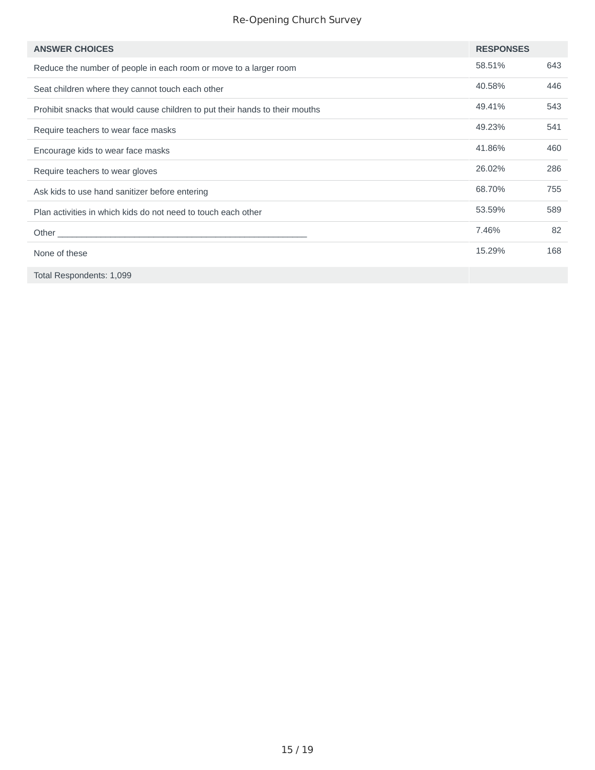| ANSWER CHOICES | RESPONSES | |
|---|---|---|
| Reduce the number of people in each room or move to a larger room | 58.51% | 643 |
| Seat children where they cannot touch each other | 40.58% | 446 |
| Prohibit snacks that would cause children to put their hands to their mouths | 49.41% | 543 |
| Require teachers to wear face masks | 49.23% | 541 |
| Encourage kids to wear face masks | 41.86% | 460 |
| Require teachers to wear gloves | 26.02% | 286 |
| Ask kids to use hand sanitizer before entering | 68.70% | 755 |
| Plan activities in which kids do not need to touch each other | 53.59% | 589 |
| Other ______________________________________________________ | 7.46% | 82 |
| None of these | 15.29% | 168 |
| Total Respondents: 1,099 | | |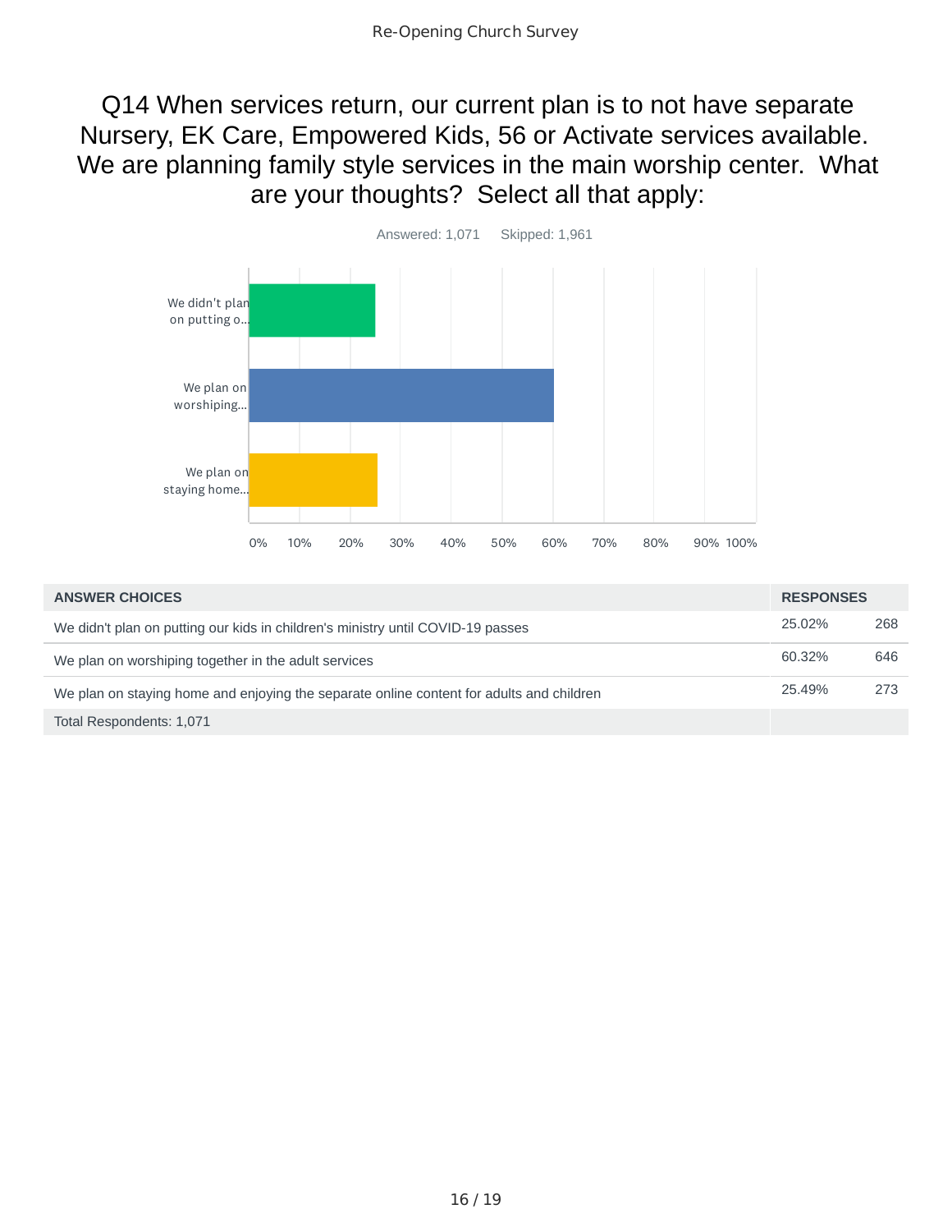## Q14 When services return, our current plan is to not have separate Nursery, EK Care, Empowered Kids, 56 or Activate services available. We are planning family style services in the main worship center. What are your thoughts? Select all that apply:

Answered: 1,071 Skipped: 1,961

| ANSWER CHOICES | RESPONSES | |
|---|---|---|
| We didn't plan on putting our kids in children's ministry until COVID-19 passes | 25.02% | 268 |
| We plan on worshiping together in the adult services | 60.32% | 646 |
| We plan on staying home and enjoying the separate online content for adults and children | 25.49% | 273 |
| Total Respondents: 1,071 | | |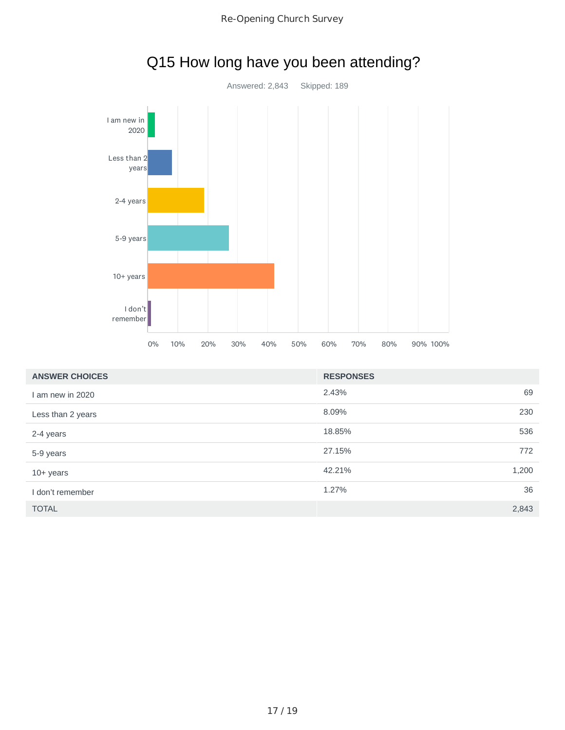# Q15 How long have you been attending?

Answered: 2,843    Skipped: 189

| ANSWER CHOICES | RESPONSES | |
|---|---|---|
| I am new in 2020 | 2.43% | 69 |
| Less than 2 years | 8.09% | 230 |
| 2-4 years | 18.85% | 536 |
| 5-9 years | 27.15% | 772 |
| 10+ years | 42.21% | 1,200 |
| I don't remember | 1.27% | 36 |
| TOTAL | | 2,843 |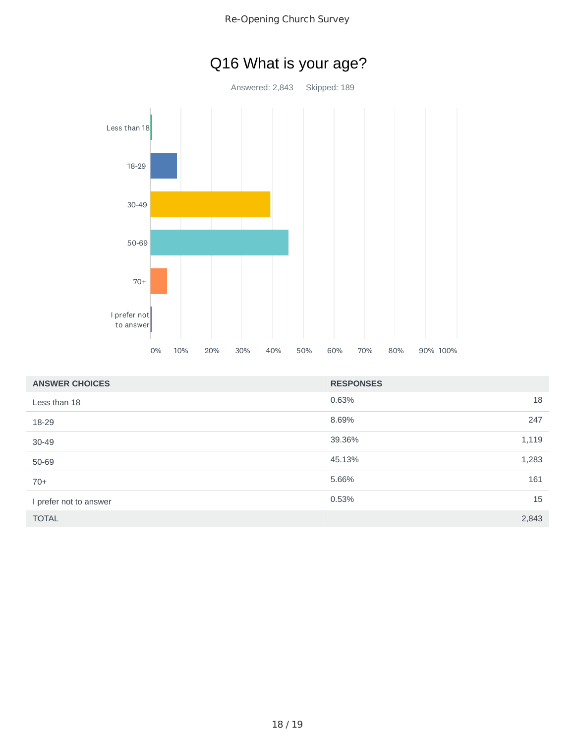# Q16 What is your age?

Answered: 2,843 Skipped: 189

| ANSWER CHOICES | RESPONSES | |
|---|---|---|
| Less than 18 | 0.63% | 18 |
| 18-29 | 8.69% | 247 |
| 30-49 | 39.36% | 1,119 |
| 50-69 | 45.13% | 1,283 |
| 70+ | 5.66% | 161 |
| I prefer not to answer | 0.53% | 15 |
| TOTAL | | 2,843 |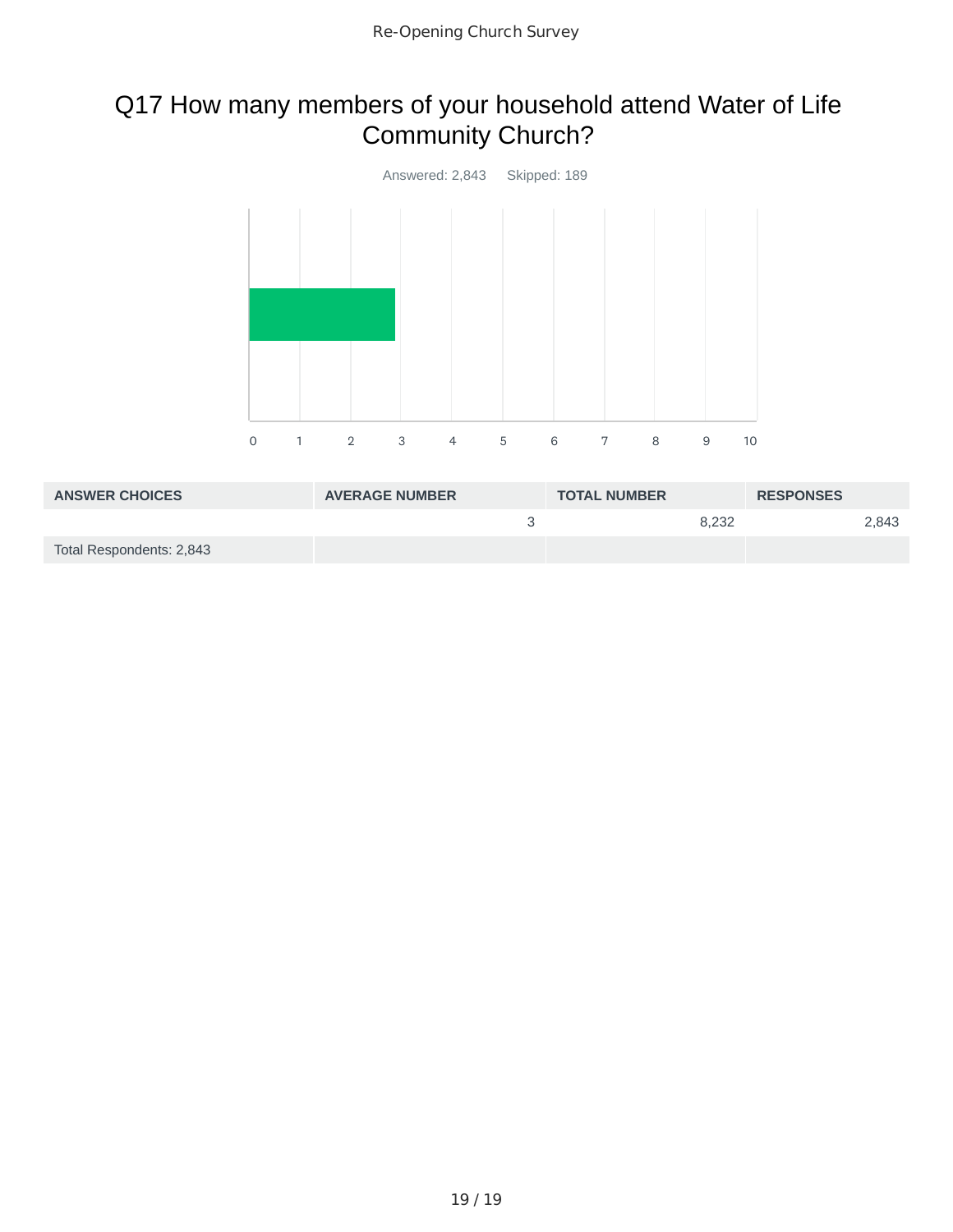## Q17 How many members of your household attend Water of Life Community Church?

Answered: 2,843 Skipped: 189

0 1 2 3 4 5 6 7 8 9 10

| ANSWER CHOICES | AVERAGE NUMBER | TOTAL NUMBER | RESPONSES |
|---|---|---|---|
| | 3 | 8,232 | 2,843 |
| Total Respondents: 2,843 | | | |